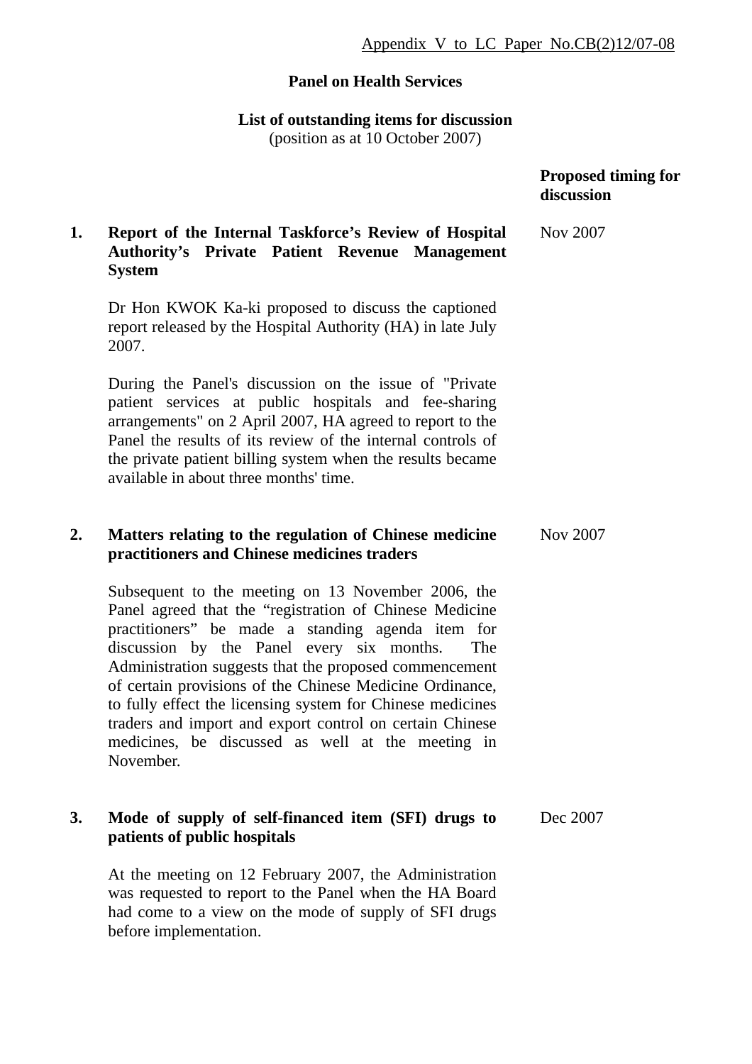Appendix V to LC Paper No.CB(2)12/07-08

**Panel on Health Services**

**List of outstanding items for discussion**
(position as at 10 October 2007)

| | | **Proposed timing for discussion** |
|---|---|---|
| **1.** | **Report of the Internal Taskforce's Review of Hospital Authority's Private Patient Revenue Management System**<br><br>Dr Hon KWOK Ka-ki proposed to discuss the captioned report released by the Hospital Authority (HA) in late July 2007.<br><br>During the Panel's discussion on the issue of "Private patient services at public hospitals and fee-sharing arrangements" on 2 April 2007, HA agreed to report to the Panel the results of its review of the internal controls of the private patient billing system when the results became available in about three months' time. | Nov 2007 |
| **2.** | **Matters relating to the regulation of Chinese medicine practitioners and Chinese medicines traders**<br><br>Subsequent to the meeting on 13 November 2006, the Panel agreed that the "registration of Chinese Medicine practitioners" be made a standing agenda item for discussion by the Panel every six months. The Administration suggests that the proposed commencement of certain provisions of the Chinese Medicine Ordinance, to fully effect the licensing system for Chinese medicines traders and import and export control on certain Chinese medicines, be discussed as well at the meeting in November. | Nov 2007 |
| **3.** | **Mode of supply of self-financed item (SFI) drugs to patients of public hospitals**<br><br>At the meeting on 12 February 2007, the Administration was requested to report to the Panel when the HA Board had come to a view on the mode of supply of SFI drugs before implementation. | Dec 2007 |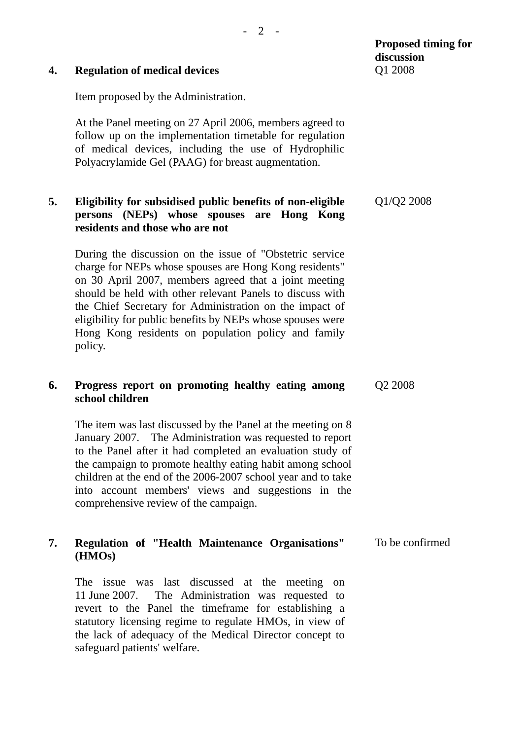| | | Proposed timing for discussion |
|---|---|---|
| **4.** | **Regulation of medical devices**<br><br>Item proposed by the Administration.<br><br>At the Panel meeting on 27 April 2006, members agreed to follow up on the implementation timetable for regulation of medical devices, including the use of Hydrophilic Polyacrylamide Gel (PAAG) for breast augmentation. | Q1 2008 |
| **5.** | **Eligibility for subsidised public benefits of non-eligible persons (NEPs) whose spouses are Hong Kong residents and those who are not**<br><br>During the discussion on the issue of "Obstetric service charge for NEPs whose spouses are Hong Kong residents" on 30 April 2007, members agreed that a joint meeting should be held with other relevant Panels to discuss with the Chief Secretary for Administration on the impact of eligibility for public benefits by NEPs whose spouses were Hong Kong residents on population policy and family policy. | Q1/Q2 2008 |
| **6.** | **Progress report on promoting healthy eating among school children**<br><br>The item was last discussed by the Panel at the meeting on 8 January 2007. The Administration was requested to report to the Panel after it had completed an evaluation study of the campaign to promote healthy eating habit among school children at the end of the 2006-2007 school year and to take into account members' views and suggestions in the comprehensive review of the campaign. | Q2 2008 |
| **7.** | **Regulation of "Health Maintenance Organisations" (HMOs)**<br><br>The issue was last discussed at the meeting on 11 June 2007. The Administration was requested to revert to the Panel the timeframe for establishing a statutory licensing regime to regulate HMOs, in view of the lack of adequacy of the Medical Director concept to safeguard patients' welfare. | To be confirmed |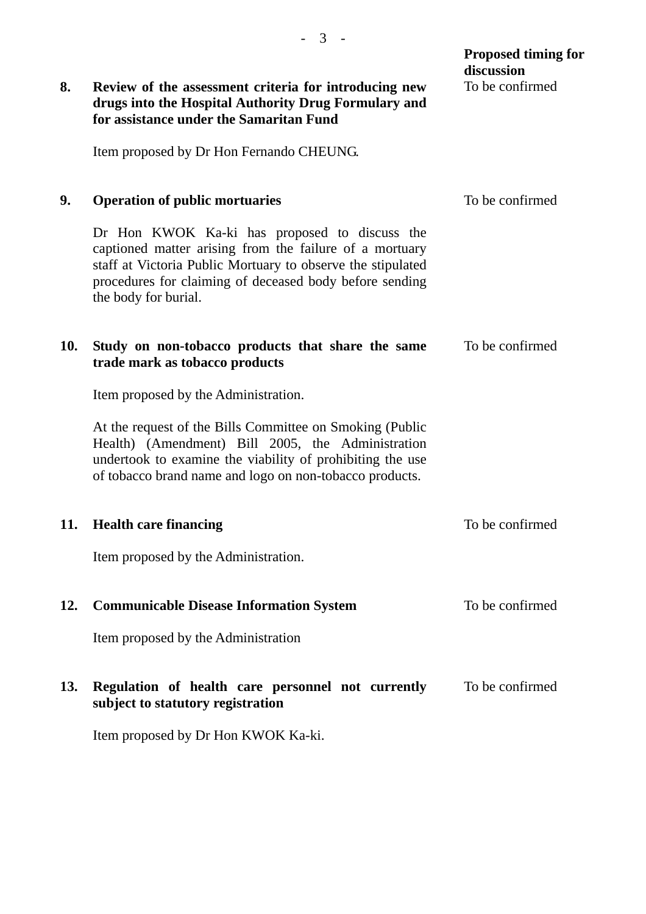| | | Proposed timing for discussion |
|---|---|---|
| **8.** | **Review of the assessment criteria for introducing new drugs into the Hospital Authority Drug Formulary and for assistance under the Samaritan Fund**<br><br>Item proposed by Dr Hon Fernando CHEUNG. | To be confirmed |
| **9.** | **Operation of public mortuaries**<br><br>Dr Hon KWOK Ka-ki has proposed to discuss the captioned matter arising from the failure of a mortuary staff at Victoria Public Mortuary to observe the stipulated procedures for claiming of deceased body before sending the body for burial. | To be confirmed |
| **10.** | **Study on non-tobacco products that share the same trade mark as tobacco products**<br><br>Item proposed by the Administration.<br><br>At the request of the Bills Committee on Smoking (Public Health) (Amendment) Bill 2005, the Administration undertook to examine the viability of prohibiting the use of tobacco brand name and logo on non-tobacco products. | To be confirmed |
| **11.** | **Health care financing**<br><br>Item proposed by the Administration. | To be confirmed |
| **12.** | **Communicable Disease Information System**<br><br>Item proposed by the Administration | To be confirmed |
| **13.** | **Regulation of health care personnel not currently subject to statutory registration**<br><br>Item proposed by Dr Hon KWOK Ka-ki. | To be confirmed |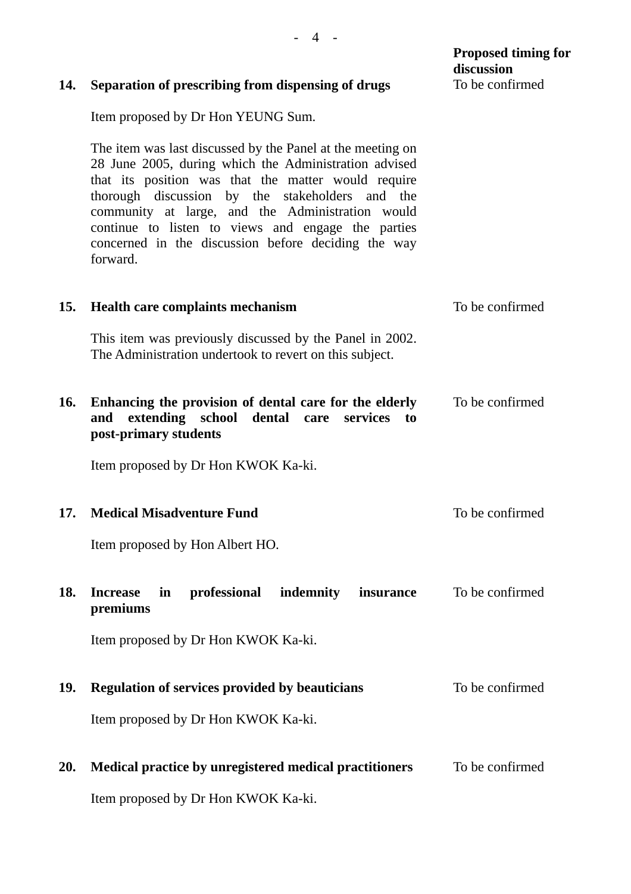| | | Proposed timing for discussion |
|---|---|---|
| **14.** | **Separation of prescribing from dispensing of drugs**<br><br>Item proposed by Dr Hon YEUNG Sum.<br><br>The item was last discussed by the Panel at the meeting on 28 June 2005, during which the Administration advised that its position was that the matter would require thorough discussion by the stakeholders and the community at large, and the Administration would continue to listen to views and engage the parties concerned in the discussion before deciding the way forward. | To be confirmed |
| **15.** | **Health care complaints mechanism**<br><br>This item was previously discussed by the Panel in 2002. The Administration undertook to revert on this subject. | To be confirmed |
| **16.** | **Enhancing the provision of dental care for the elderly and extending school dental care services to post-primary students**<br><br>Item proposed by Dr Hon KWOK Ka-ki. | To be confirmed |
| **17.** | **Medical Misadventure Fund**<br><br>Item proposed by Hon Albert HO. | To be confirmed |
| **18.** | **Increase in professional indemnity insurance premiums**<br><br>Item proposed by Dr Hon KWOK Ka-ki. | To be confirmed |
| **19.** | **Regulation of services provided by beauticians**<br><br>Item proposed by Dr Hon KWOK Ka-ki. | To be confirmed |
| **20.** | **Medical practice by unregistered medical practitioners**<br><br>Item proposed by Dr Hon KWOK Ka-ki. | To be confirmed |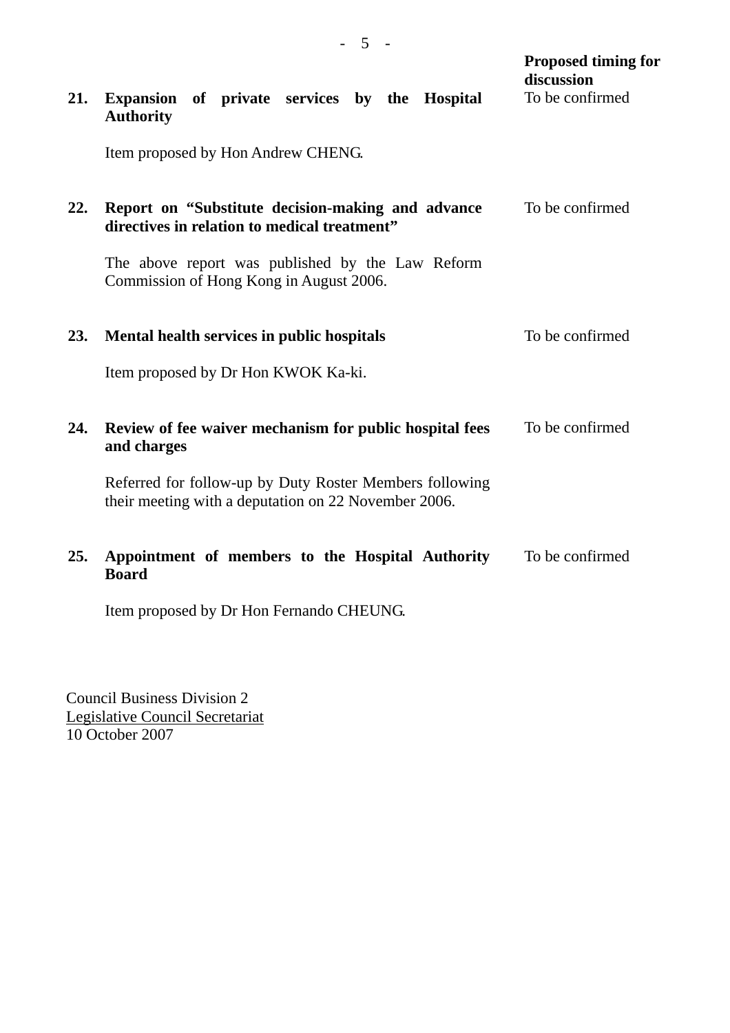| | | Proposed timing for discussion |
|---|---|---|
| **21.** | **Expansion of private services by the Hospital Authority**<br><br>Item proposed by Hon Andrew CHENG. | To be confirmed |
| **22.** | **Report on "Substitute decision-making and advance directives in relation to medical treatment"**<br><br>The above report was published by the Law Reform Commission of Hong Kong in August 2006. | To be confirmed |
| **23.** | **Mental health services in public hospitals**<br><br>Item proposed by Dr Hon KWOK Ka-ki. | To be confirmed |
| **24.** | **Review of fee waiver mechanism for public hospital fees and charges**<br><br>Referred for follow-up by Duty Roster Members following their meeting with a deputation on 22 November 2006. | To be confirmed |
| **25.** | **Appointment of members to the Hospital Authority Board**<br><br>Item proposed by Dr Hon Fernando CHEUNG. | To be confirmed |

Council Business Division 2
Legislative Council Secretariat
10 October 2007